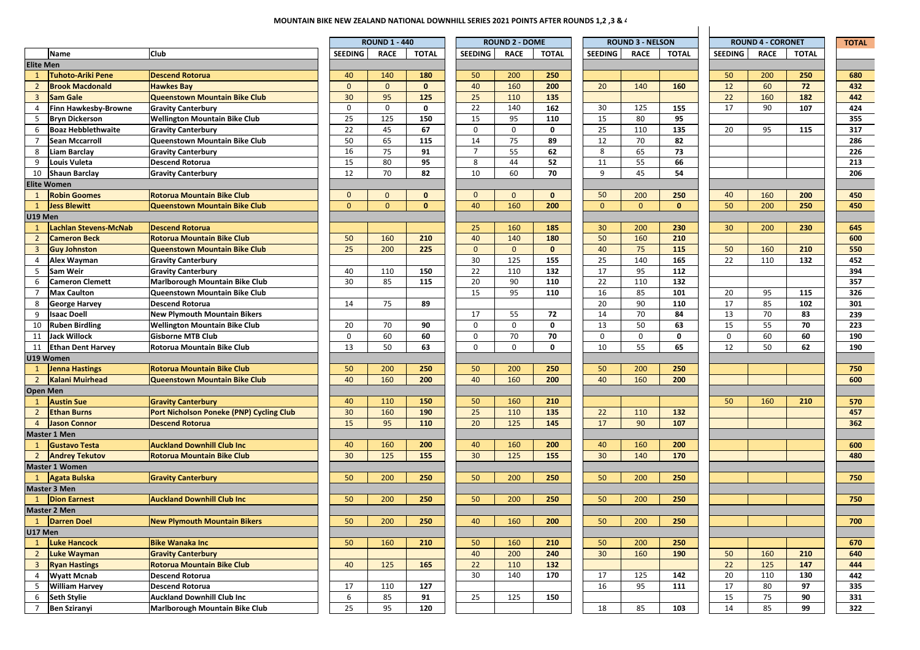# MOUNTAIN BIKE NEW ZEALAND NATIONAL DOWNHILL SERIES 2021 POINTS AFTER ROUNDS 1,2 ,3 & 4

| | Name | Club | ROUND 1 - 440 | | | ROUND 2 - DOME | | | ROUND 3 - NELSON | | | ROUND 4 - CORONET | | | TOTAL |
|---|---|---|---|---|---|---|---|---|---|---|---|---|---|---|---|
| | | | SEEDING | RACE | TOTAL | SEEDING | RACE | TOTAL | SEEDING | RACE | TOTAL | SEEDING | RACE | TOTAL | |
| **Elite Men** | | | | | | | | | | | | | | | |
| 1 | **Tuhoto-Ariki Pene** | **Descend Rotorua** | 40 | 140 | **180** | 50 | 200 | **250** | | | | 50 | 200 | **250** | **680** |
| 2 | **Brook Macdonald** | **Hawkes Bay** | 0 | 0 | **0** | 40 | 160 | **200** | 20 | 140 | **160** | 12 | 60 | **72** | **432** |
| 3 | **Sam Gale** | **Queenstown Mountain Bike Club** | 30 | 95 | **125** | 25 | 110 | **135** | | | | 22 | 160 | **182** | **442** |
| 4 | **Finn Hawkesby-Browne** | **Gravity Canterbury** | 0 | 0 | **0** | 22 | 140 | **162** | 30 | 125 | **155** | 17 | 90 | **107** | **424** |
| 5 | **Bryn Dickerson** | **Wellington Mountain Bike Club** | 25 | 125 | **150** | 15 | 95 | **110** | 15 | 80 | **95** | | | | **355** |
| 6 | **Boaz Hebblethwaite** | **Gravity Canterbury** | 22 | 45 | **67** | 0 | 0 | **0** | 25 | 110 | **135** | 20 | 95 | **115** | **317** |
| 7 | **Sean Mccarroll** | **Queenstown Mountain Bike Club** | 50 | 65 | **115** | 14 | 75 | **89** | 12 | 70 | **82** | | | | **286** |
| 8 | **Liam Barclay** | **Gravity Canterbury** | 16 | 75 | **91** | 7 | 55 | **62** | 8 | 65 | **73** | | | | **226** |
| 9 | **Louis Vuleta** | **Descend Rotorua** | 15 | 80 | **95** | 8 | 44 | **52** | 11 | 55 | **66** | | | | **213** |
| 10 | **Shaun Barclay** | **Gravity Canterbury** | 12 | 70 | **82** | 10 | 60 | **70** | 9 | 45 | **54** | | | | **206** |
| **Elite Women** | | | | | | | | | | | | | | | |
| 1 | **Robin Goomes** | **Rotorua Mountain Bike Club** | 0 | 0 | **0** | 0 | 0 | **0** | 50 | 200 | **250** | 40 | 160 | **200** | **450** |
| 1 | **Jess Blewitt** | **Queenstown Mountain Bike Club** | 0 | 0 | **0** | 40 | 160 | **200** | 0 | 0 | **0** | 50 | 200 | **250** | **450** |
| **U19 Men** | | | | | | | | | | | | | | | |
| 1 | **Lachlan Stevens-McNab** | **Descend Rotorua** | | | | 25 | 160 | **185** | 30 | 200 | **230** | 30 | 200 | **230** | **645** |
| 2 | **Cameron Beck** | **Rotorua Mountain Bike Club** | 50 | 160 | **210** | 40 | 140 | **180** | 50 | 160 | **210** | | | | **600** |
| 3 | **Guy Johnston** | **Queenstown Mountain Bike Club** | 25 | 200 | **225** | 0 | 0 | **0** | 40 | 75 | **115** | 50 | 160 | **210** | **550** |
| 4 | **Alex Wayman** | **Gravity Canterbury** | | | | 30 | 125 | **155** | 25 | 140 | **165** | 22 | 110 | **132** | **452** |
| 5 | **Sam Weir** | **Gravity Canterbury** | 40 | 110 | **150** | 22 | 110 | **132** | 17 | 95 | **112** | | | | **394** |
| 6 | **Cameron Clemett** | **Marlborough Mountain Bike Club** | 30 | 85 | **115** | 20 | 90 | **110** | 22 | 110 | **132** | | | | **357** |
| 7 | **Max Caulton** | **Queenstown Mountain Bike Club** | | | | 15 | 95 | **110** | 16 | 85 | **101** | 20 | 95 | **115** | **326** |
| 8 | **George Harvey** | **Descend Rotorua** | 14 | 75 | **89** | | | | 20 | 90 | **110** | 17 | 85 | **102** | **301** |
| 9 | **Isaac Doell** | **New Plymouth Mountain Bikers** | | | | 17 | 55 | **72** | 14 | 70 | **84** | 13 | 70 | **83** | **239** |
| 10 | **Ruben Birdling** | **Wellington Mountain Bike Club** | 20 | 70 | **90** | 0 | 0 | **0** | 13 | 50 | **63** | 15 | 55 | **70** | **223** |
| 11 | **Jack Willock** | **Gisborne MTB Club** | 0 | 60 | **60** | 0 | 70 | **70** | 0 | 0 | **0** | 0 | 60 | **60** | **190** |
| 11 | **Ethan Dent Harvey** | **Rotorua Mountain Bike Club** | 13 | 50 | **63** | 0 | 0 | **0** | 10 | 55 | **65** | 12 | 50 | **62** | **190** |
| **U19 Women** | | | | | | | | | | | | | | | |
| 1 | **Jenna Hastings** | **Rotorua Mountain Bike Club** | 50 | 200 | **250** | 50 | 200 | **250** | 50 | 200 | **250** | | | | **750** |
| 2 | **Kalani Muirhead** | **Queenstown Mountain Bike Club** | 40 | 160 | **200** | 40 | 160 | **200** | 40 | 160 | **200** | | | | **600** |
| **Open Men** | | | | | | | | | | | | | | | |
| 1 | **Austin Sue** | **Gravity Canterbury** | 40 | 110 | **150** | 50 | 160 | **210** | | | | 50 | 160 | **210** | **570** |
| 2 | **Ethan Burns** | **Port Nicholson Poneke (PNP) Cycling Club** | 30 | 160 | **190** | 25 | 110 | **135** | 22 | 110 | **132** | | | | **457** |
| 4 | **Jason Connor** | **Descend Rotorua** | 15 | 95 | **110** | 20 | 125 | **145** | 17 | 90 | **107** | | | | **362** |
| **Master 1 Men** | | | | | | | | | | | | | | | |
| 1 | **Gustavo Testa** | **Auckland Downhill Club Inc** | 40 | 160 | **200** | 40 | 160 | **200** | 40 | 160 | **200** | | | | **600** |
| 2 | **Andrey Tekutov** | **Rotorua Mountain Bike Club** | 30 | 125 | **155** | 30 | 125 | **155** | 30 | 140 | **170** | | | | **480** |
| **Master 1 Women** | | | | | | | | | | | | | | | |
| 1 | **Agata Bulska** | **Gravity Canterbury** | 50 | 200 | **250** | 50 | 200 | **250** | 50 | 200 | **250** | | | | **750** |
| **Master 3 Men** | | | | | | | | | | | | | | | |
| 1 | **Dion Earnest** | **Auckland Downhill Club Inc** | 50 | 200 | **250** | 50 | 200 | **250** | 50 | 200 | **250** | | | | **750** |
| **Master 2 Men** | | | | | | | | | | | | | | | |
| 1 | **Darren Doel** | **New Plymouth Mountain Bikers** | 50 | 200 | **250** | 40 | 160 | **200** | 50 | 200 | **250** | | | | **700** |
| **U17 Men** | | | | | | | | | | | | | | | |
| 1 | **Luke Hancock** | **Bike Wanaka Inc** | 50 | 160 | **210** | 50 | 160 | **210** | 50 | 200 | **250** | | | | **670** |
| 2 | **Luke Wayman** | **Gravity Canterbury** | | | | 40 | 200 | **240** | 30 | 160 | **190** | 50 | 160 | **210** | **640** |
| 3 | **Ryan Hastings** | **Rotorua Mountain Bike Club** | 40 | 125 | **165** | 22 | 110 | **132** | | | | 22 | 125 | **147** | **444** |
| 4 | **Wyatt Mcnab** | **Descend Rotorua** | | | | 30 | 140 | **170** | 17 | 125 | **142** | 20 | 110 | **130** | **442** |
| 5 | **William Harvey** | **Descend Rotorua** | 17 | 110 | **127** | | | | 16 | 95 | **111** | 17 | 80 | **97** | **335** |
| 6 | **Seth Stylie** | **Auckland Downhill Club Inc** | 6 | 85 | **91** | 25 | 125 | **150** | | | | 15 | 75 | **90** | **331** |
| 7 | **Ben Sziranyi** | **Marlborough Mountain Bike Club** | 25 | 95 | **120** | | | | 18 | 85 | **103** | 14 | 85 | **99** | **322** |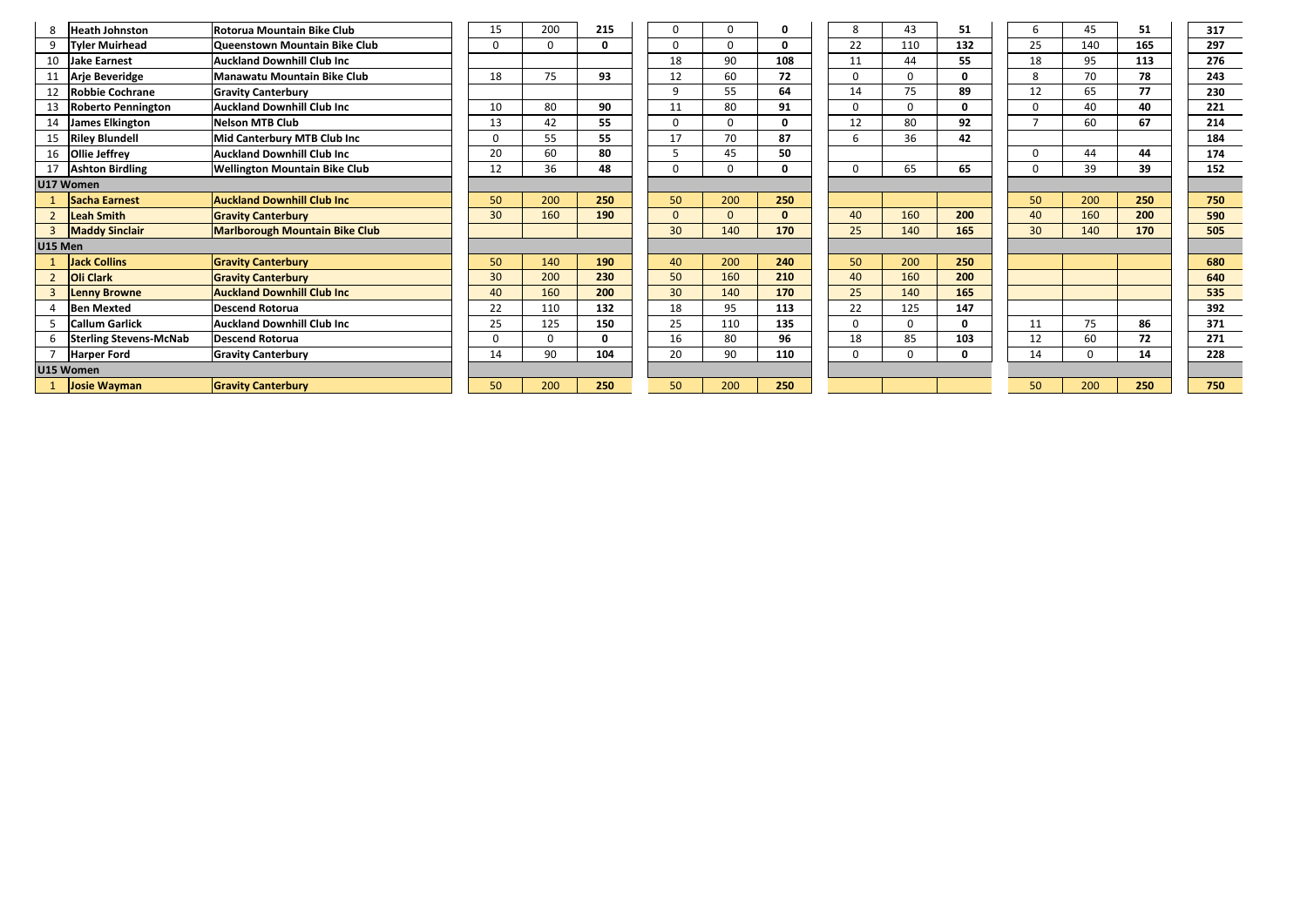| | | | | | | | | | | | | | | | |
|---|---|---|---|---|---|---|---|---|---|---|---|---|---|---|---|
| 8 | Heath Johnston | Rotorua Mountain Bike Club | 15 | 200 | 215 | 0 | 0 | 0 | 8 | 43 | 51 | 6 | 45 | 51 | 317 |
| 9 | Tyler Muirhead | Queenstown Mountain Bike Club | 0 | 0 | 0 | 0 | 0 | 0 | 22 | 110 | 132 | 25 | 140 | 165 | 297 |
| 10 | Jake Earnest | Auckland Downhill Club Inc | | | | 18 | 90 | 108 | 11 | 44 | 55 | 18 | 95 | 113 | 276 |
| 11 | Arje Beveridge | Manawatu Mountain Bike Club | 18 | 75 | 93 | 12 | 60 | 72 | 0 | 0 | 0 | 8 | 70 | 78 | 243 |
| 12 | Robbie Cochrane | Gravity Canterbury | | | | 9 | 55 | 64 | 14 | 75 | 89 | 12 | 65 | 77 | 230 |
| 13 | Roberto Pennington | Auckland Downhill Club Inc | 10 | 80 | 90 | 11 | 80 | 91 | 0 | 0 | 0 | 0 | 40 | 40 | 221 |
| 14 | James Elkington | Nelson MTB Club | 13 | 42 | 55 | 0 | 0 | 0 | 12 | 80 | 92 | 7 | 60 | 67 | 214 |
| 15 | Riley Blundell | Mid Canterbury MTB Club Inc | 0 | 55 | 55 | 17 | 70 | 87 | 6 | 36 | 42 | | | | 184 |
| 16 | Ollie Jeffrey | Auckland Downhill Club Inc | 20 | 60 | 80 | 5 | 45 | 50 | | | | 0 | 44 | 44 | 174 |
| 17 | Ashton Birdling | Wellington Mountain Bike Club | 12 | 36 | 48 | 0 | 0 | 0 | 0 | 65 | 65 | 0 | 39 | 39 | 152 |
| **U17 Women** | | | | | | | | | | | | | | | |
| 1 | Sacha Earnest | Auckland Downhill Club Inc | 50 | 200 | 250 | 50 | 200 | 250 | | | | 50 | 200 | 250 | 750 |
| 2 | Leah Smith | Gravity Canterbury | 30 | 160 | 190 | 0 | 0 | 0 | 40 | 160 | 200 | 40 | 160 | 200 | 590 |
| 3 | Maddy Sinclair | Marlborough Mountain Bike Club | | | | 30 | 140 | 170 | 25 | 140 | 165 | 30 | 140 | 170 | 505 |
| **U15 Men** | | | | | | | | | | | | | | | |
| 1 | Jack Collins | Gravity Canterbury | 50 | 140 | 190 | 40 | 200 | 240 | 50 | 200 | 250 | | | | 680 |
| 2 | Oli Clark | Gravity Canterbury | 30 | 200 | 230 | 50 | 160 | 210 | 40 | 160 | 200 | | | | 640 |
| 3 | Lenny Browne | Auckland Downhill Club Inc | 40 | 160 | 200 | 30 | 140 | 170 | 25 | 140 | 165 | | | | 535 |
| 4 | Ben Mexted | Descend Rotorua | 22 | 110 | 132 | 18 | 95 | 113 | 22 | 125 | 147 | | | | 392 |
| 5 | Callum Garlick | Auckland Downhill Club Inc | 25 | 125 | 150 | 25 | 110 | 135 | 0 | 0 | 0 | 11 | 75 | 86 | 371 |
| 6 | Sterling Stevens-McNab | Descend Rotorua | 0 | 0 | 0 | 16 | 80 | 96 | 18 | 85 | 103 | 12 | 60 | 72 | 271 |
| 7 | Harper Ford | Gravity Canterbury | 14 | 90 | 104 | 20 | 90 | 110 | 0 | 0 | 0 | 14 | 0 | 14 | 228 |
| **U15 Women** | | | | | | | | | | | | | | | |
| 1 | Josie Wayman | Gravity Canterbury | 50 | 200 | 250 | 50 | 200 | 250 | | | | 50 | 200 | 250 | 750 |